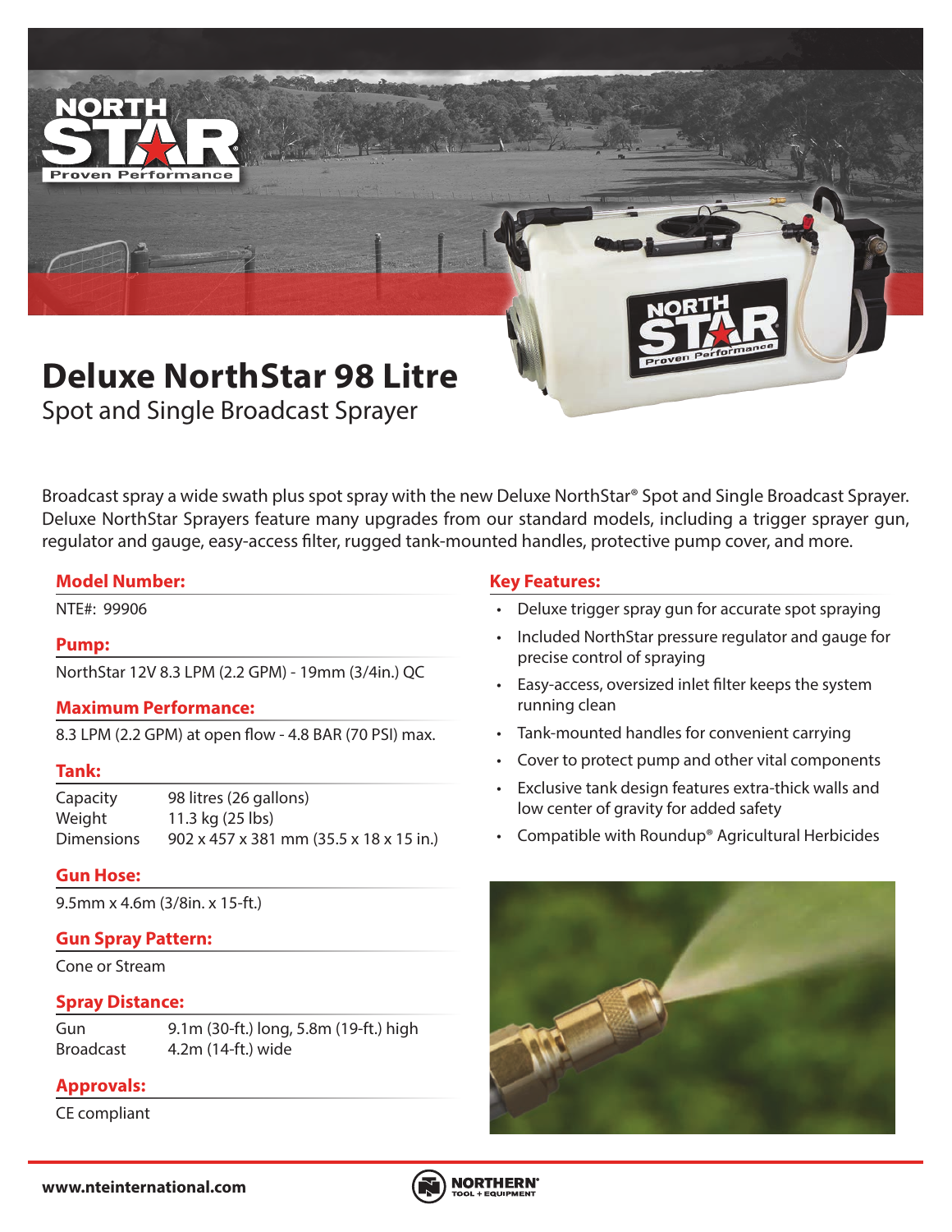# Deluxe NorthStar 98 Litre

## Spot and Single Broadcast Sprayer

Broadcast spray a wide swath plus spot spray with the new Deluxe NorthStar® Spot and Single Broadcast Sprayer. Deluxe NorthStar Sprayers feature many upgrades from our standard models, including a trigger sprayer gun, regulator and gauge, easy-access filter, rugged tank-mounted handles, protective pump cover, and more.

### Model Number:

NTE#: 99906

### Pump:

NorthStar 12V 8.3 LPM (2.2 GPM) - 19mm (3/4in.) QC

### Maximum Performance:

8.3 LPM (2.2 GPM) at open flow - 4.8 BAR (70 PSI) max.

### Tank:

| | |
|---|---|
| Capacity | 98 litres (26 gallons) |
| Weight | 11.3 kg (25 lbs) |
| Dimensions | 902 x 457 x 381 mm (35.5 x 18 x 15 in.) |

### Gun Hose:

9.5mm x 4.6m (3/8in. x 15-ft.)

### Gun Spray Pattern:

Cone or Stream

### Spray Distance:

| | |
|---|---|
| Gun | 9.1m (30-ft.) long, 5.8m (19-ft.) high |
| Broadcast | 4.2m (14-ft.) wide |

### Approvals:

CE compliant

### Key Features:

- Deluxe trigger spray gun for accurate spot spraying
- Included NorthStar pressure regulator and gauge for precise control of spraying
- Easy-access, oversized inlet filter keeps the system running clean
- Tank-mounted handles for convenient carrying
- Cover to protect pump and other vital components
- Exclusive tank design features extra-thick walls and low center of gravity for added safety
- Compatible with Roundup® Agricultural Herbicides

www.nteinternational.com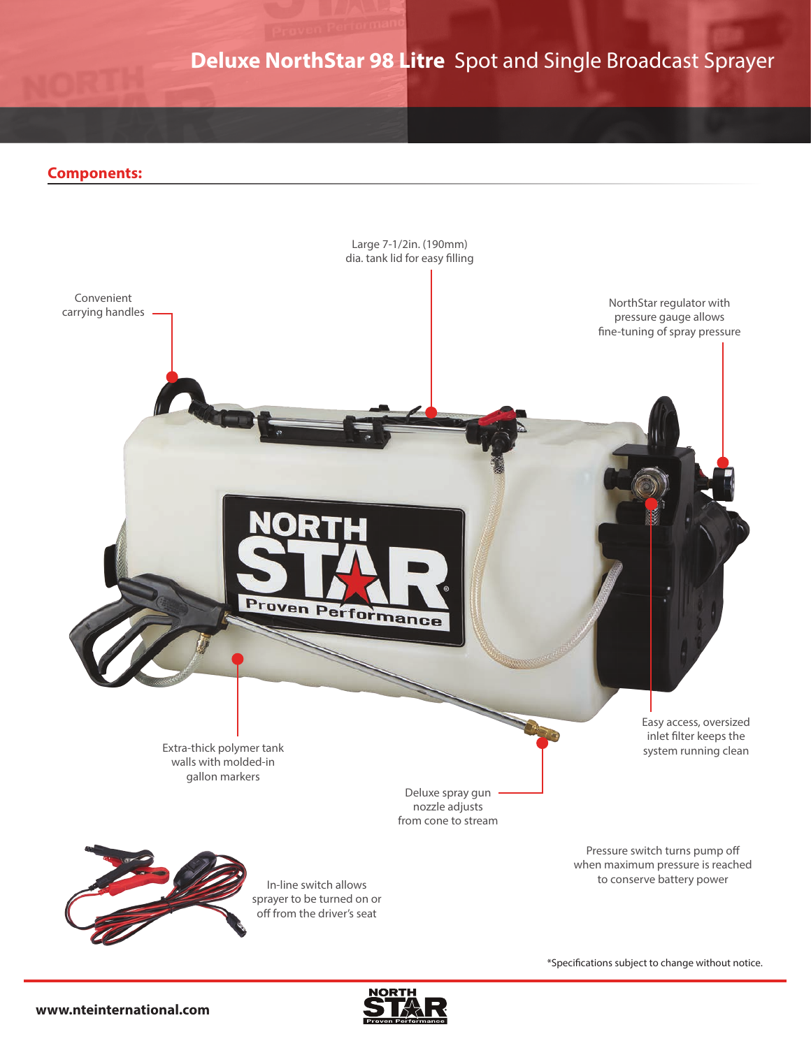# **Deluxe NorthStar 98 Litre** Spot and Single Broadcast Sprayer

## Components:

Large 7-1/2in. (190mm) dia. tank lid for easy filling

Convenient carrying handles

NorthStar regulator with pressure gauge allows fine-tuning of spray pressure

Extra-thick polymer tank walls with molded-in gallon markers

Easy access, oversized inlet filter keeps the system running clean

Deluxe spray gun nozzle adjusts from cone to stream

In-line switch allows sprayer to be turned on or off from the driver's seat

Pressure switch turns pump off when maximum pressure is reached to conserve battery power

*Specifications subject to change without notice.

**www.nteinternational.com**